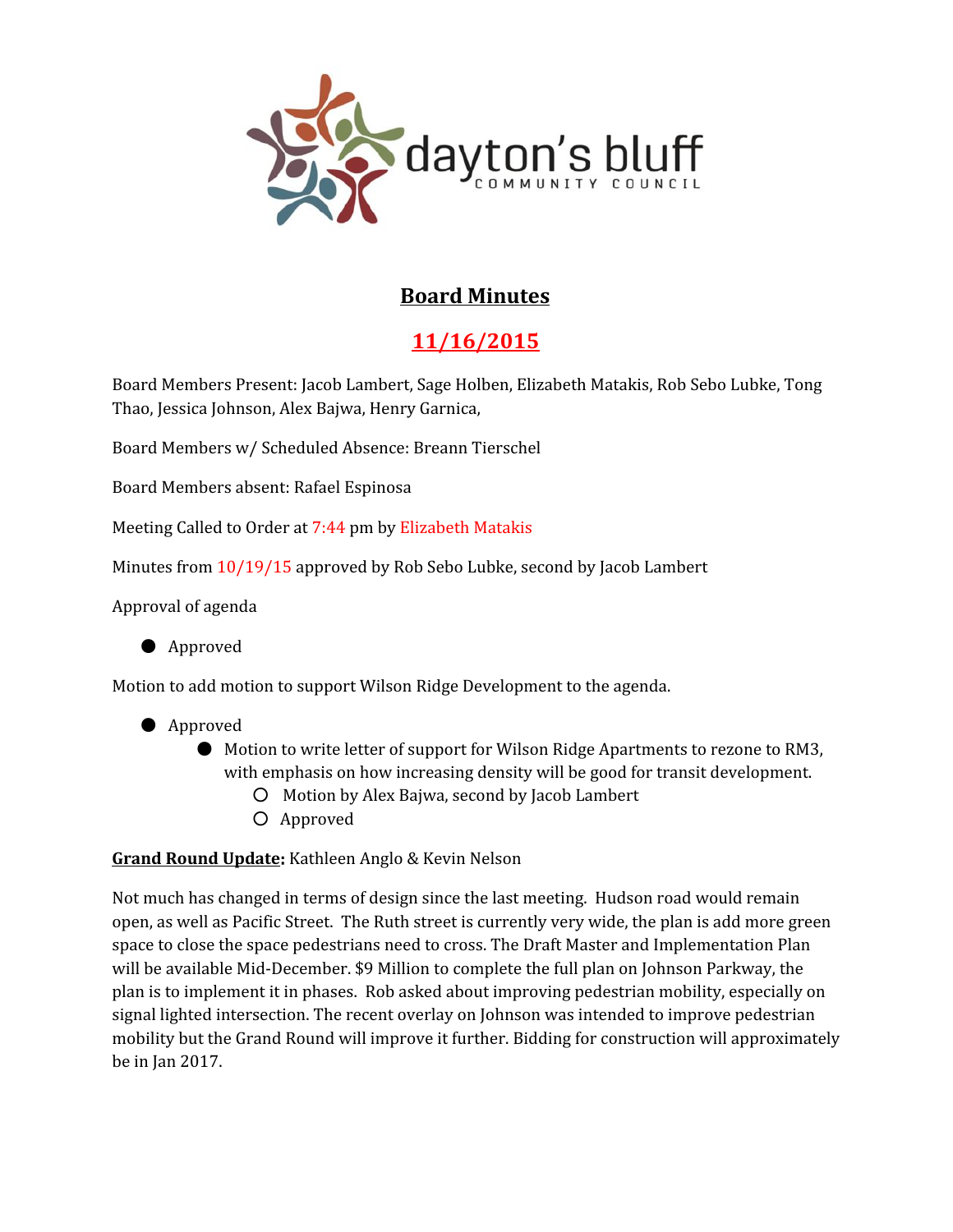# Board Minutes

## 11/16/2015

Board Members Present: Jacob Lambert, Sage Holben, Elizabeth Matakis, Rob Sebo Lubke, Tong Thao, Jessica Johnson, Alex Bajwa, Henry Garnica,

Board Members w/ Scheduled Absence: Breann Tierschel

Board Members absent: Rafael Espinosa

Meeting Called to Order at 7:44 pm by Elizabeth Matakis

Minutes from 10/19/15 approved by Rob Sebo Lubke, second by Jacob Lambert

Approval of agenda

- Approved

Motion to add motion to support Wilson Ridge Development to the agenda.

- Approved
  - Motion to write letter of support for Wilson Ridge Apartments to rezone to RM3, with emphasis on how increasing density will be good for transit development.
    - Motion by Alex Bajwa, second by Jacob Lambert
    - Approved

**Grand Round Update:** Kathleen Anglo & Kevin Nelson

Not much has changed in terms of design since the last meeting. Hudson road would remain open, as well as Pacific Street. The Ruth street is currently very wide, the plan is add more green space to close the space pedestrians need to cross. The Draft Master and Implementation Plan will be available Mid-December. $9 Million to complete the full plan on Johnson Parkway, the plan is to implement it in phases. Rob asked about improving pedestrian mobility, especially on signal lighted intersection. The recent overlay on Johnson was intended to improve pedestrian mobility but the Grand Round will improve it further. Bidding for construction will approximately be in Jan 2017.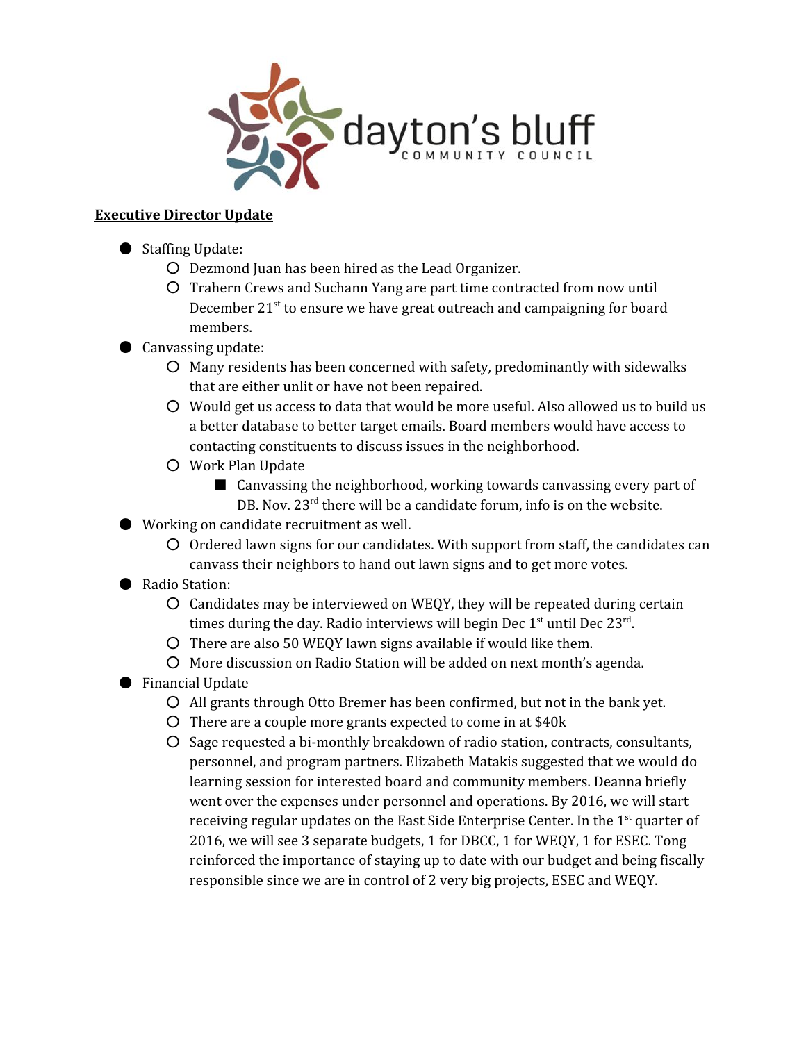**dayton's bluff**
COMMUNITY COUNCIL

**Executive Director Update**

- Staffing Update:
  - Dezmond Juan has been hired as the Lead Organizer.
  - Trahern Crews and Suchann Yang are part time contracted from now until December 21st to ensure we have great outreach and campaigning for board members.
- Canvassing update:
  - Many residents has been concerned with safety, predominantly with sidewalks that are either unlit or have not been repaired.
  - Would get us access to data that would be more useful. Also allowed us to build us a better database to better target emails. Board members would have access to contacting constituents to discuss issues in the neighborhood.
  - Work Plan Update
    - Canvassing the neighborhood, working towards canvassing every part of DB. Nov. 23rd there will be a candidate forum, info is on the website.
- Working on candidate recruitment as well.
  - Ordered lawn signs for our candidates. With support from staff, the candidates can canvass their neighbors to hand out lawn signs and to get more votes.
- Radio Station:
  - Candidates may be interviewed on WEQY, they will be repeated during certain times during the day. Radio interviews will begin Dec 1st until Dec 23rd.
  - There are also 50 WEQY lawn signs available if would like them.
  - More discussion on Radio Station will be added on next month's agenda.
- Financial Update
  - All grants through Otto Bremer has been confirmed, but not in the bank yet.
  - There are a couple more grants expected to come in at $40k
  - Sage requested a bi-monthly breakdown of radio station, contracts, consultants, personnel, and program partners. Elizabeth Matakis suggested that we would do learning session for interested board and community members. Deanna briefly went over the expenses under personnel and operations. By 2016, we will start receiving regular updates on the East Side Enterprise Center. In the 1st quarter of 2016, we will see 3 separate budgets, 1 for DBCC, 1 for WEQY, 1 for ESEC. Tong reinforced the importance of staying up to date with our budget and being fiscally responsible since we are in control of 2 very big projects, ESEC and WEQY.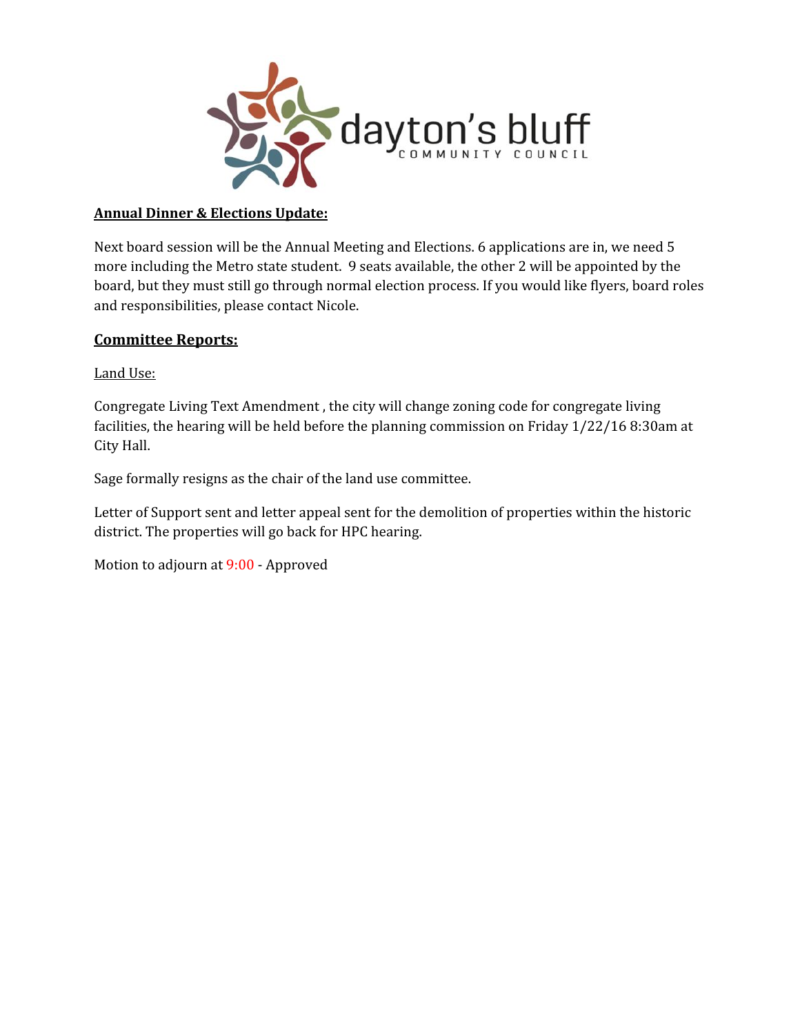**dayton's bluff**
COMMUNITY COUNCIL

**Annual Dinner & Elections Update:**

Next board session will be the Annual Meeting and Elections. 6 applications are in, we need 5 more including the Metro state student. 9 seats available, the other 2 will be appointed by the board, but they must still go through normal election process. If you would like flyers, board roles and responsibilities, please contact Nicole.

**Committee Reports:**

Land Use:

Congregate Living Text Amendment , the city will change zoning code for congregate living facilities, the hearing will be held before the planning commission on Friday 1/22/16 8:30am at City Hall.

Sage formally resigns as the chair of the land use committee.

Letter of Support sent and letter appeal sent for the demolition of properties within the historic district. The properties will go back for HPC hearing.

Motion to adjourn at 9:00 - Approved